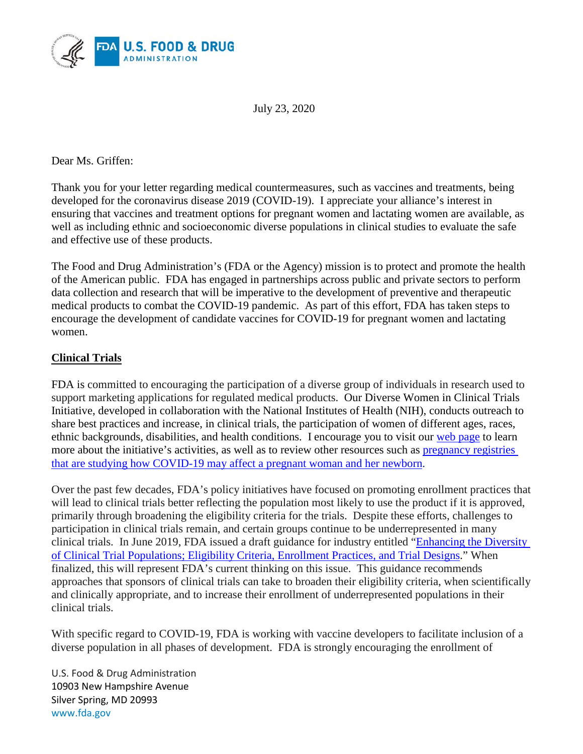July 23, 2020

Dear Ms. Griffen:

Thank you for your letter regarding medical countermeasures, such as vaccines and treatments, being developed for the coronavirus disease 2019 (COVID-19). I appreciate your alliance's interest in ensuring that vaccines and treatment options for pregnant women and lactating women are available, as well as including ethnic and socioeconomic diverse populations in clinical studies to evaluate the safe and effective use of these products.

The Food and Drug Administration's (FDA or the Agency) mission is to protect and promote the health of the American public. FDA has engaged in partnerships across public and private sectors to perform data collection and research that will be imperative to the development of preventive and therapeutic medical products to combat the COVID-19 pandemic. As part of this effort, FDA has taken steps to encourage the development of candidate vaccines for COVID-19 for pregnant women and lactating women.

## Clinical Trials

FDA is committed to encouraging the participation of a diverse group of individuals in research used to support marketing applications for regulated medical products. Our Diverse Women in Clinical Trials Initiative, developed in collaboration with the National Institutes of Health (NIH), conducts outreach to share best practices and increase, in clinical trials, the participation of women of different ages, races, ethnic backgrounds, disabilities, and health conditions. I encourage you to visit our web page to learn more about the initiative's activities, as well as to review other resources such as pregnancy registries that are studying how COVID-19 may affect a pregnant woman and her newborn.

Over the past few decades, FDA's policy initiatives have focused on promoting enrollment practices that will lead to clinical trials better reflecting the population most likely to use the product if it is approved, primarily through broadening the eligibility criteria for the trials. Despite these efforts, challenges to participation in clinical trials remain, and certain groups continue to be underrepresented in many clinical trials. In June 2019, FDA issued a draft guidance for industry entitled "Enhancing the Diversity of Clinical Trial Populations; Eligibility Criteria, Enrollment Practices, and Trial Designs." When finalized, this will represent FDA's current thinking on this issue. This guidance recommends approaches that sponsors of clinical trials can take to broaden their eligibility criteria, when scientifically and clinically appropriate, and to increase their enrollment of underrepresented populations in their clinical trials.

With specific regard to COVID-19, FDA is working with vaccine developers to facilitate inclusion of a diverse population in all phases of development. FDA is strongly encouraging the enrollment of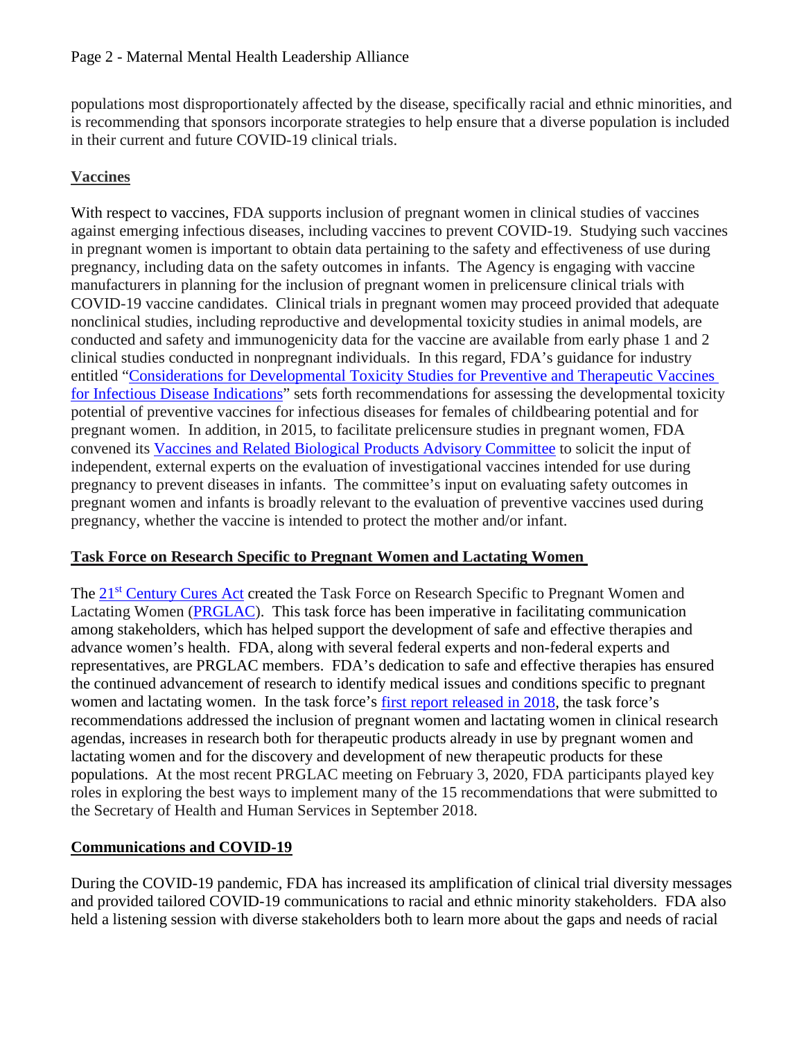populations most disproportionately affected by the disease, specifically racial and ethnic minorities, and is recommending that sponsors incorporate strategies to help ensure that a diverse population is included in their current and future COVID-19 clinical trials.

## Vaccines

With respect to vaccines, FDA supports inclusion of pregnant women in clinical studies of vaccines against emerging infectious diseases, including vaccines to prevent COVID-19. Studying such vaccines in pregnant women is important to obtain data pertaining to the safety and effectiveness of use during pregnancy, including data on the safety outcomes in infants. The Agency is engaging with vaccine manufacturers in planning for the inclusion of pregnant women in prelicensure clinical trials with COVID-19 vaccine candidates. Clinical trials in pregnant women may proceed provided that adequate nonclinical studies, including reproductive and developmental toxicity studies in animal models, are conducted and safety and immunogenicity data for the vaccine are available from early phase 1 and 2 clinical studies conducted in nonpregnant individuals. In this regard, FDA's guidance for industry entitled "Considerations for Developmental Toxicity Studies for Preventive and Therapeutic Vaccines for Infectious Disease Indications" sets forth recommendations for assessing the developmental toxicity potential of preventive vaccines for infectious diseases for females of childbearing potential and for pregnant women. In addition, in 2015, to facilitate prelicensure studies in pregnant women, FDA convened its Vaccines and Related Biological Products Advisory Committee to solicit the input of independent, external experts on the evaluation of investigational vaccines intended for use during pregnancy to prevent diseases in infants. The committee's input on evaluating safety outcomes in pregnant women and infants is broadly relevant to the evaluation of preventive vaccines used during pregnancy, whether the vaccine is intended to protect the mother and/or infant.

## Task Force on Research Specific to Pregnant Women and Lactating Women

The 21st Century Cures Act created the Task Force on Research Specific to Pregnant Women and Lactating Women (PRGLAC). This task force has been imperative in facilitating communication among stakeholders, which has helped support the development of safe and effective therapies and advance women's health. FDA, along with several federal experts and non-federal experts and representatives, are PRGLAC members. FDA's dedication to safe and effective therapies has ensured the continued advancement of research to identify medical issues and conditions specific to pregnant women and lactating women. In the task force's first report released in 2018, the task force's recommendations addressed the inclusion of pregnant women and lactating women in clinical research agendas, increases in research both for therapeutic products already in use by pregnant women and lactating women and for the discovery and development of new therapeutic products for these populations. At the most recent PRGLAC meeting on February 3, 2020, FDA participants played key roles in exploring the best ways to implement many of the 15 recommendations that were submitted to the Secretary of Health and Human Services in September 2018.

## Communications and COVID-19

During the COVID-19 pandemic, FDA has increased its amplification of clinical trial diversity messages and provided tailored COVID-19 communications to racial and ethnic minority stakeholders. FDA also held a listening session with diverse stakeholders both to learn more about the gaps and needs of racial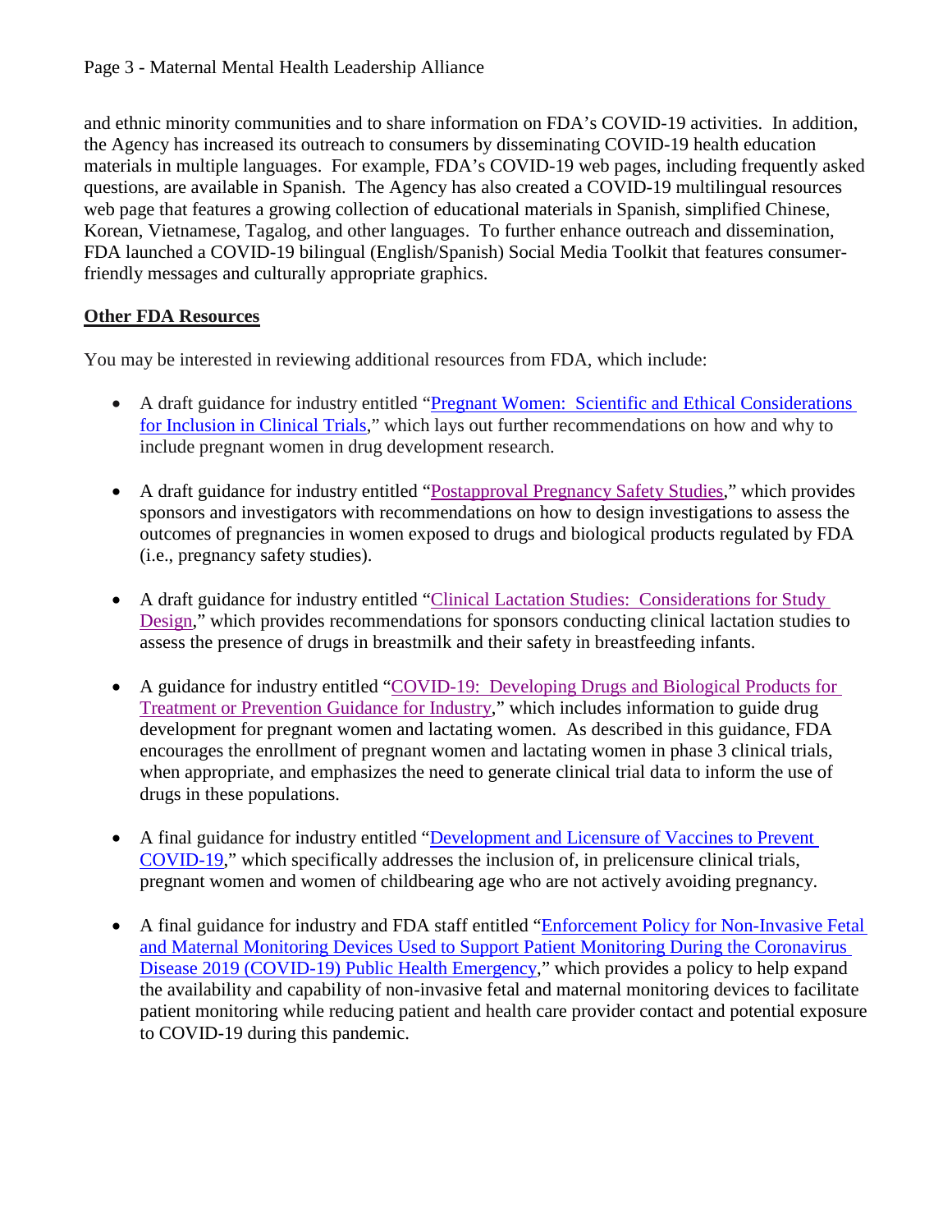and ethnic minority communities and to share information on FDA's COVID-19 activities. In addition, the Agency has increased its outreach to consumers by disseminating COVID-19 health education materials in multiple languages. For example, FDA's COVID-19 web pages, including frequently asked questions, are available in Spanish. The Agency has also created a COVID-19 multilingual resources web page that features a growing collection of educational materials in Spanish, simplified Chinese, Korean, Vietnamese, Tagalog, and other languages. To further enhance outreach and dissemination, FDA launched a COVID-19 bilingual (English/Spanish) Social Media Toolkit that features consumer-friendly messages and culturally appropriate graphics.

**Other FDA Resources**

You may be interested in reviewing additional resources from FDA, which include:

- A draft guidance for industry entitled "Pregnant Women: Scientific and Ethical Considerations for Inclusion in Clinical Trials," which lays out further recommendations on how and why to include pregnant women in drug development research.

- A draft guidance for industry entitled "Postapproval Pregnancy Safety Studies," which provides sponsors and investigators with recommendations on how to design investigations to assess the outcomes of pregnancies in women exposed to drugs and biological products regulated by FDA (i.e., pregnancy safety studies).

- A draft guidance for industry entitled "Clinical Lactation Studies: Considerations for Study Design," which provides recommendations for sponsors conducting clinical lactation studies to assess the presence of drugs in breastmilk and their safety in breastfeeding infants.

- A guidance for industry entitled "COVID-19: Developing Drugs and Biological Products for Treatment or Prevention Guidance for Industry," which includes information to guide drug development for pregnant women and lactating women. As described in this guidance, FDA encourages the enrollment of pregnant women and lactating women in phase 3 clinical trials, when appropriate, and emphasizes the need to generate clinical trial data to inform the use of drugs in these populations.

- A final guidance for industry entitled "Development and Licensure of Vaccines to Prevent COVID-19," which specifically addresses the inclusion of, in prelicensure clinical trials, pregnant women and women of childbearing age who are not actively avoiding pregnancy.

- A final guidance for industry and FDA staff entitled "Enforcement Policy for Non-Invasive Fetal and Maternal Monitoring Devices Used to Support Patient Monitoring During the Coronavirus Disease 2019 (COVID-19) Public Health Emergency," which provides a policy to help expand the availability and capability of non-invasive fetal and maternal monitoring devices to facilitate patient monitoring while reducing patient and health care provider contact and potential exposure to COVID-19 during this pandemic.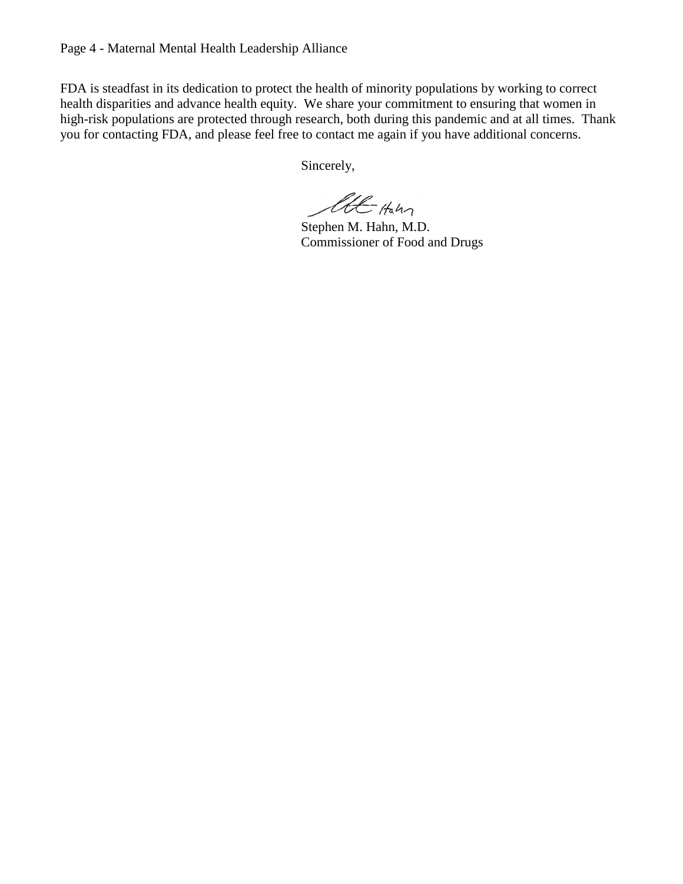FDA is steadfast in its dedication to protect the health of minority populations by working to correct health disparities and advance health equity. We share your commitment to ensuring that women in high-risk populations are protected through research, both during this pandemic and at all times. Thank you for contacting FDA, and please feel free to contact me again if you have additional concerns.

Sincerely,

Stephen M. Hahn, M.D.
Commissioner of Food and Drugs